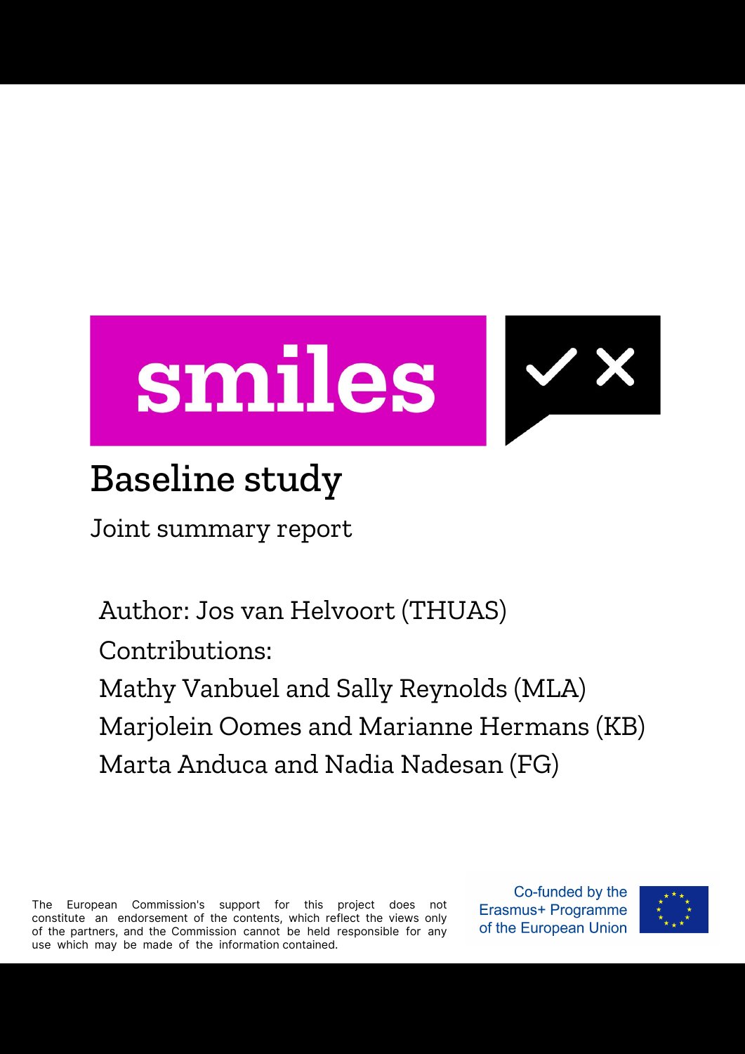# smiles

## Baseline study

Joint summary report

Author: Jos van Helvoort (THUAS)

Contributions:

Mathy Vanbuel and Sally Reynolds (MLA)

Marjolein Oomes and Marianne Hermans (KB)

Marta Anduca and Nadia Nadesan (FG)

The European Commission's support for this project does not constitute an endorsement of the contents, which reflect the views only of the partners, and the Commission cannot be held responsible for any use which may be made of the information contained.

Co-funded by the Erasmus+ Programme of the European Union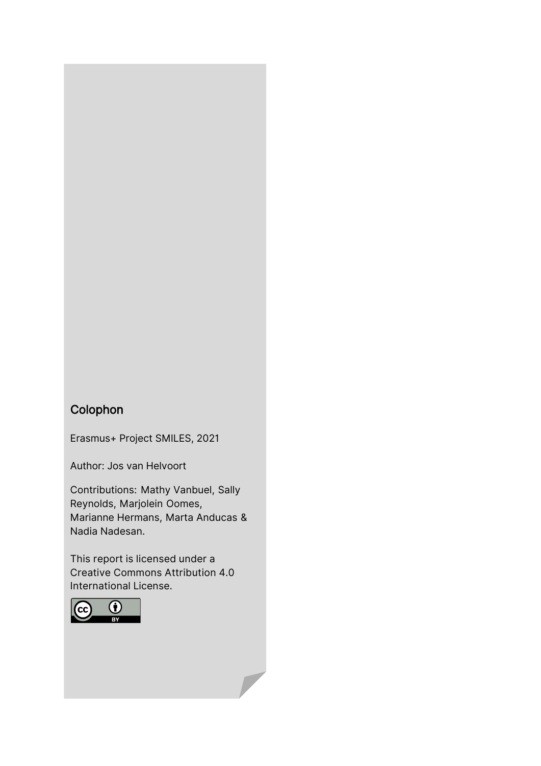## Colophon

Erasmus+ Project SMILES, 2021

Author: Jos van Helvoort

Contributions: Mathy Vanbuel, Sally Reynolds, Marjolein Oomes, Marianne Hermans, Marta Anducas & Nadia Nadesan.

This report is licensed under a Creative Commons Attribution 4.0 International License.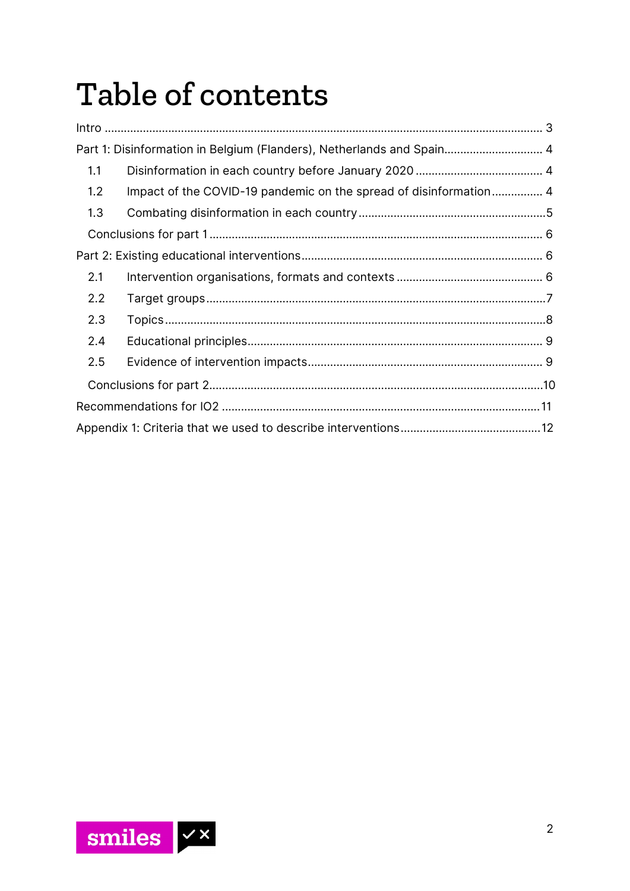# Table of contents

Intro ........................................................................................................................................ 3

Part 1: Disinformation in Belgium (Flanders), Netherlands and Spain.............................. 4

- 1.1 Disinformation in each country before January 2020 ........................................ 4
- 1.2 Impact of the COVID-19 pandemic on the spread of disinformation................ 4
- 1.3 Combating disinformation in each country ...........................................................5
- Conclusions for part 1 ....................................................................................................... 6

Part 2: Existing educational interventions........................................................................... 6

- 2.1 Intervention organisations, formats and contexts ............................................. 6
- 2.2 Target groups.........................................................................................................7
- 2.3 Topics.......................................................................................................................8
- 2.4 Educational principles............................................................................................ 9
- 2.5 Evidence of intervention impacts......................................................................... 9
- Conclusions for part 2........................................................................................................10

Recommendations for IO2 ...................................................................................................11

Appendix 1: Criteria that we used to describe interventions............................................12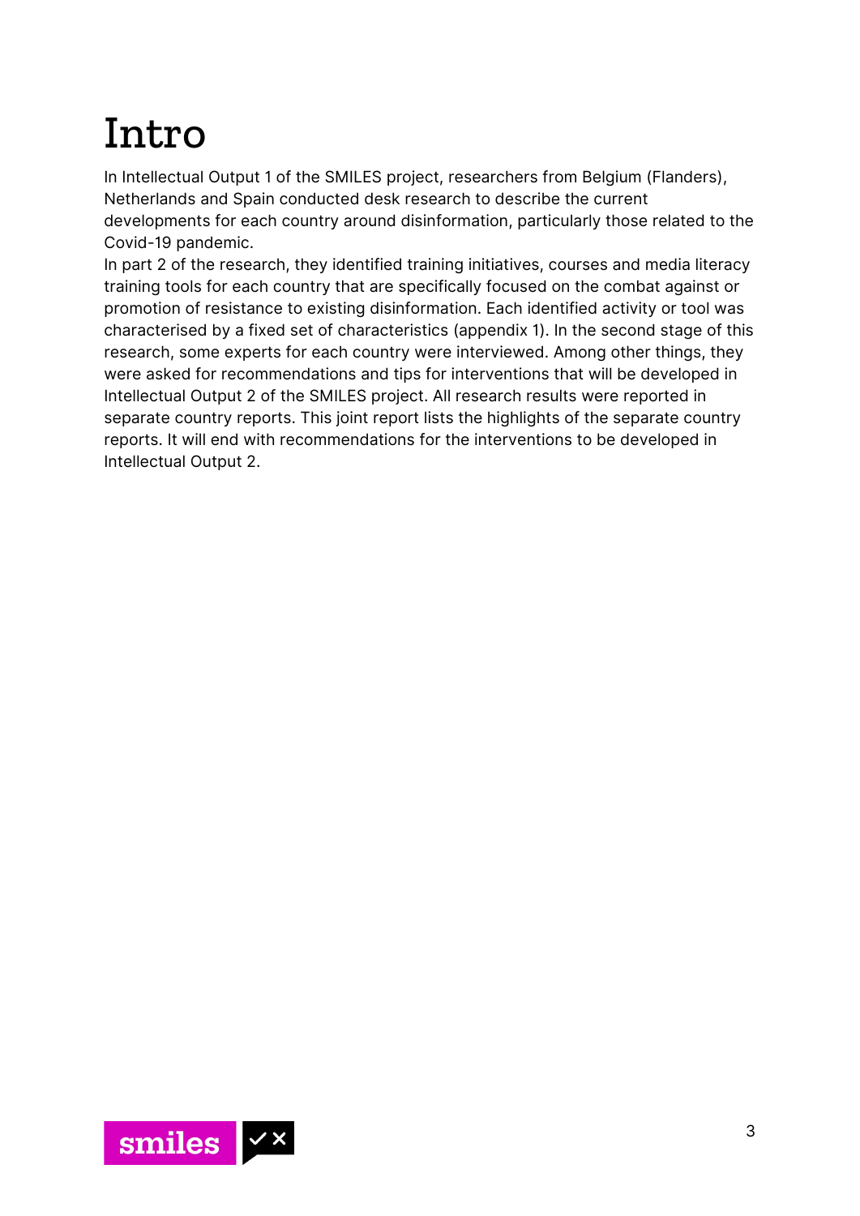# Intro

In Intellectual Output 1 of the SMILES project, researchers from Belgium (Flanders), Netherlands and Spain conducted desk research to describe the current developments for each country around disinformation, particularly those related to the Covid-19 pandemic.

In part 2 of the research, they identified training initiatives, courses and media literacy training tools for each country that are specifically focused on the combat against or promotion of resistance to existing disinformation. Each identified activity or tool was characterised by a fixed set of characteristics (appendix 1). In the second stage of this research, some experts for each country were interviewed. Among other things, they were asked for recommendations and tips for interventions that will be developed in Intellectual Output 2 of the SMILES project. All research results were reported in separate country reports. This joint report lists the highlights of the separate country reports. It will end with recommendations for the interventions to be developed in Intellectual Output 2.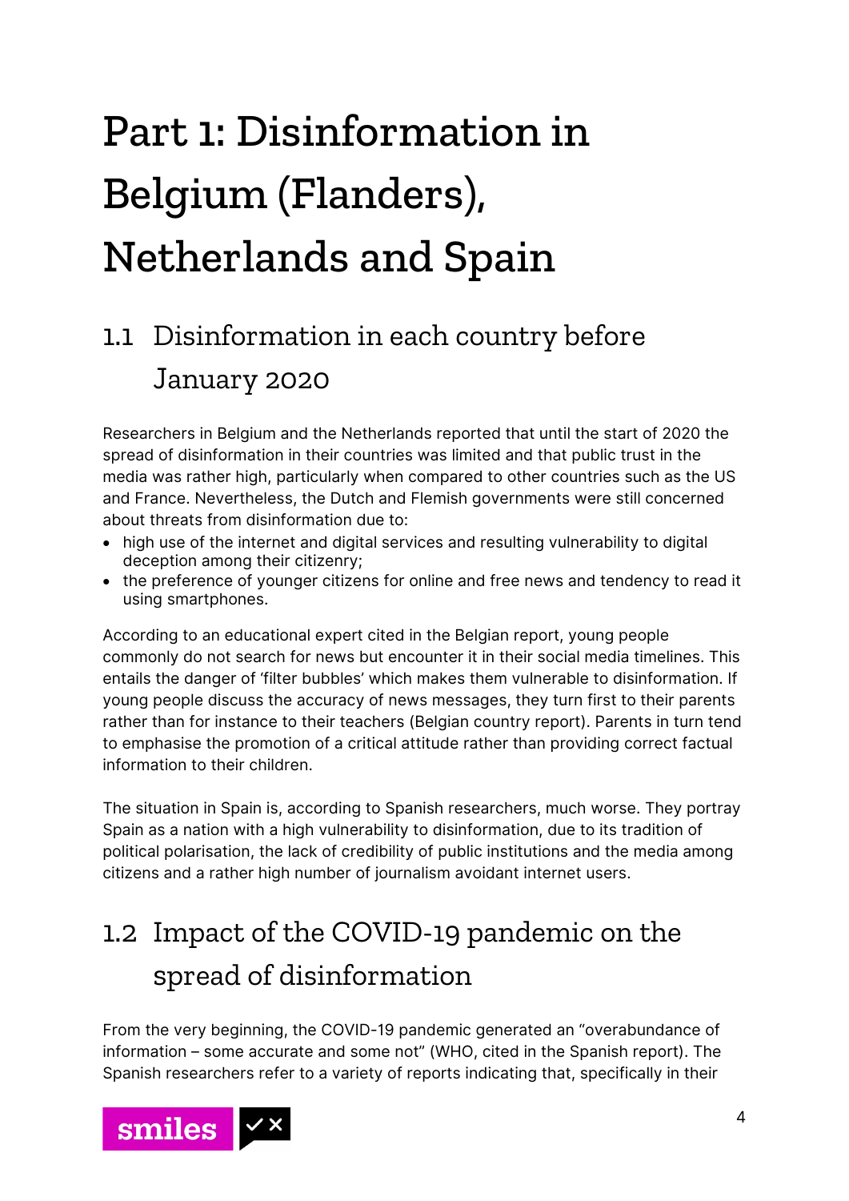# Part 1: Disinformation in Belgium (Flanders), Netherlands and Spain

## 1.1 Disinformation in each country before January 2020

Researchers in Belgium and the Netherlands reported that until the start of 2020 the spread of disinformation in their countries was limited and that public trust in the media was rather high, particularly when compared to other countries such as the US and France. Nevertheless, the Dutch and Flemish governments were still concerned about threats from disinformation due to:

- high use of the internet and digital services and resulting vulnerability to digital deception among their citizenry;
- the preference of younger citizens for online and free news and tendency to read it using smartphones.

According to an educational expert cited in the Belgian report, young people commonly do not search for news but encounter it in their social media timelines. This entails the danger of 'filter bubbles' which makes them vulnerable to disinformation. If young people discuss the accuracy of news messages, they turn first to their parents rather than for instance to their teachers (Belgian country report). Parents in turn tend to emphasise the promotion of a critical attitude rather than providing correct factual information to their children.

The situation in Spain is, according to Spanish researchers, much worse. They portray Spain as a nation with a high vulnerability to disinformation, due to its tradition of political polarisation, the lack of credibility of public institutions and the media among citizens and a rather high number of journalism avoidant internet users.

## 1.2 Impact of the COVID-19 pandemic on the spread of disinformation

From the very beginning, the COVID-19 pandemic generated an "overabundance of information – some accurate and some not" (WHO, cited in the Spanish report). The Spanish researchers refer to a variety of reports indicating that, specifically in their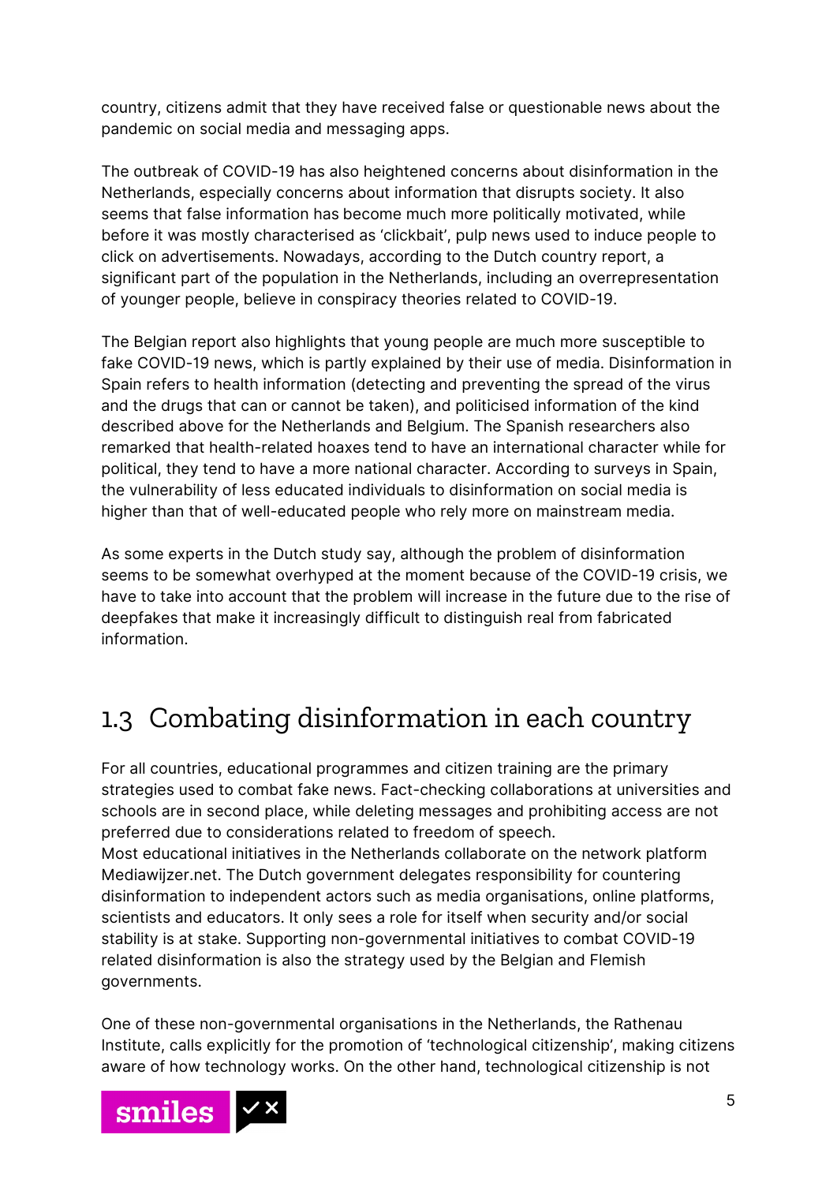country, citizens admit that they have received false or questionable news about the pandemic on social media and messaging apps.

The outbreak of COVID-19 has also heightened concerns about disinformation in the Netherlands, especially concerns about information that disrupts society. It also seems that false information has become much more politically motivated, while before it was mostly characterised as 'clickbait', pulp news used to induce people to click on advertisements. Nowadays, according to the Dutch country report, a significant part of the population in the Netherlands, including an overrepresentation of younger people, believe in conspiracy theories related to COVID-19.

The Belgian report also highlights that young people are much more susceptible to fake COVID-19 news, which is partly explained by their use of media. Disinformation in Spain refers to health information (detecting and preventing the spread of the virus and the drugs that can or cannot be taken), and politicised information of the kind described above for the Netherlands and Belgium. The Spanish researchers also remarked that health-related hoaxes tend to have an international character while for political, they tend to have a more national character. According to surveys in Spain, the vulnerability of less educated individuals to disinformation on social media is higher than that of well-educated people who rely more on mainstream media.

As some experts in the Dutch study say, although the problem of disinformation seems to be somewhat overhyped at the moment because of the COVID-19 crisis, we have to take into account that the problem will increase in the future due to the rise of deepfakes that make it increasingly difficult to distinguish real from fabricated information.

## 1.3 Combating disinformation in each country

For all countries, educational programmes and citizen training are the primary strategies used to combat fake news. Fact-checking collaborations at universities and schools are in second place, while deleting messages and prohibiting access are not preferred due to considerations related to freedom of speech.
Most educational initiatives in the Netherlands collaborate on the network platform Mediawijzer.net. The Dutch government delegates responsibility for countering disinformation to independent actors such as media organisations, online platforms, scientists and educators. It only sees a role for itself when security and/or social stability is at stake. Supporting non-governmental initiatives to combat COVID-19 related disinformation is also the strategy used by the Belgian and Flemish governments.

One of these non-governmental organisations in the Netherlands, the Rathenau Institute, calls explicitly for the promotion of 'technological citizenship', making citizens aware of how technology works. On the other hand, technological citizenship is not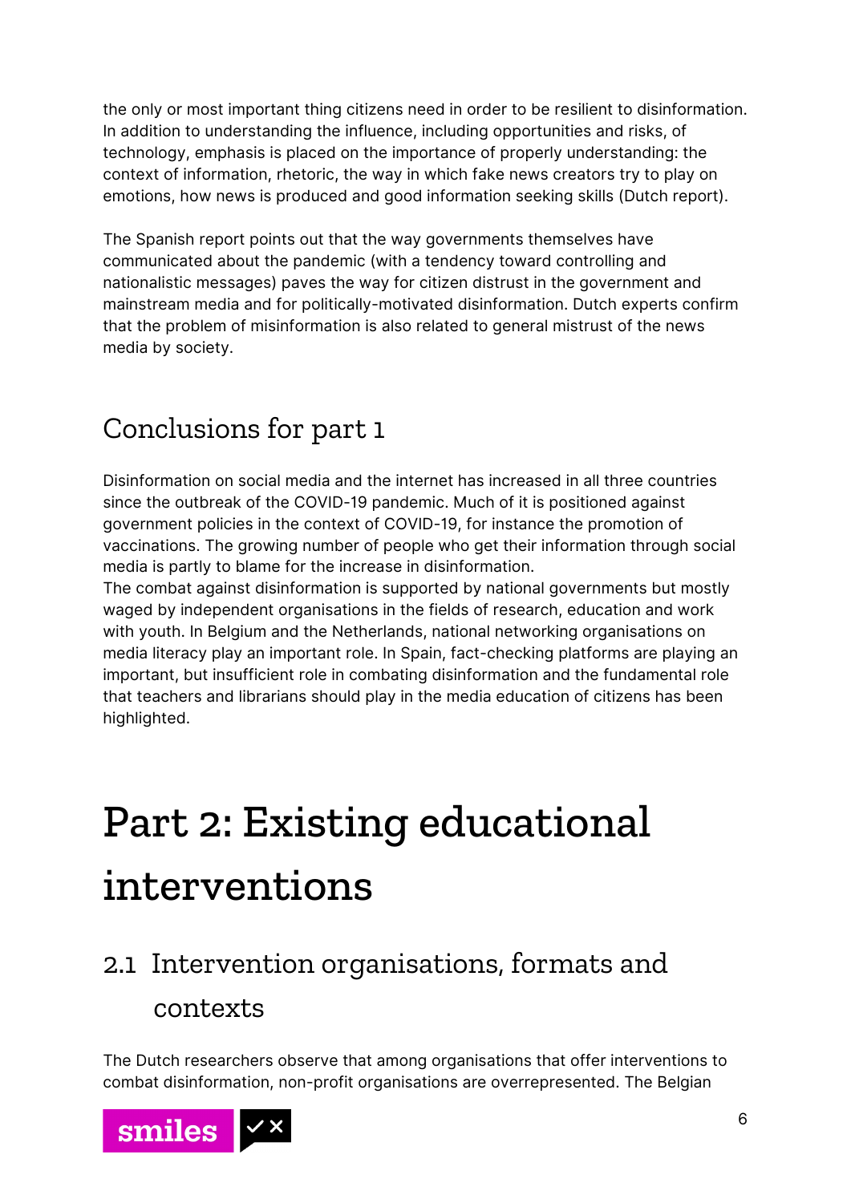the only or most important thing citizens need in order to be resilient to disinformation. In addition to understanding the influence, including opportunities and risks, of technology, emphasis is placed on the importance of properly understanding: the context of information, rhetoric, the way in which fake news creators try to play on emotions, how news is produced and good information seeking skills (Dutch report).

The Spanish report points out that the way governments themselves have communicated about the pandemic (with a tendency toward controlling and nationalistic messages) paves the way for citizen distrust in the government and mainstream media and for politically-motivated disinformation. Dutch experts confirm that the problem of misinformation is also related to general mistrust of the news media by society.

## Conclusions for part 1

Disinformation on social media and the internet has increased in all three countries since the outbreak of the COVID-19 pandemic. Much of it is positioned against government policies in the context of COVID-19, for instance the promotion of vaccinations. The growing number of people who get their information through social media is partly to blame for the increase in disinformation.
The combat against disinformation is supported by national governments but mostly waged by independent organisations in the fields of research, education and work with youth. In Belgium and the Netherlands, national networking organisations on media literacy play an important role. In Spain, fact-checking platforms are playing an important, but insufficient role in combating disinformation and the fundamental role that teachers and librarians should play in the media education of citizens has been highlighted.

# Part 2: Existing educational interventions

## 2.1 Intervention organisations, formats and contexts

The Dutch researchers observe that among organisations that offer interventions to combat disinformation, non-profit organisations are overrepresented. The Belgian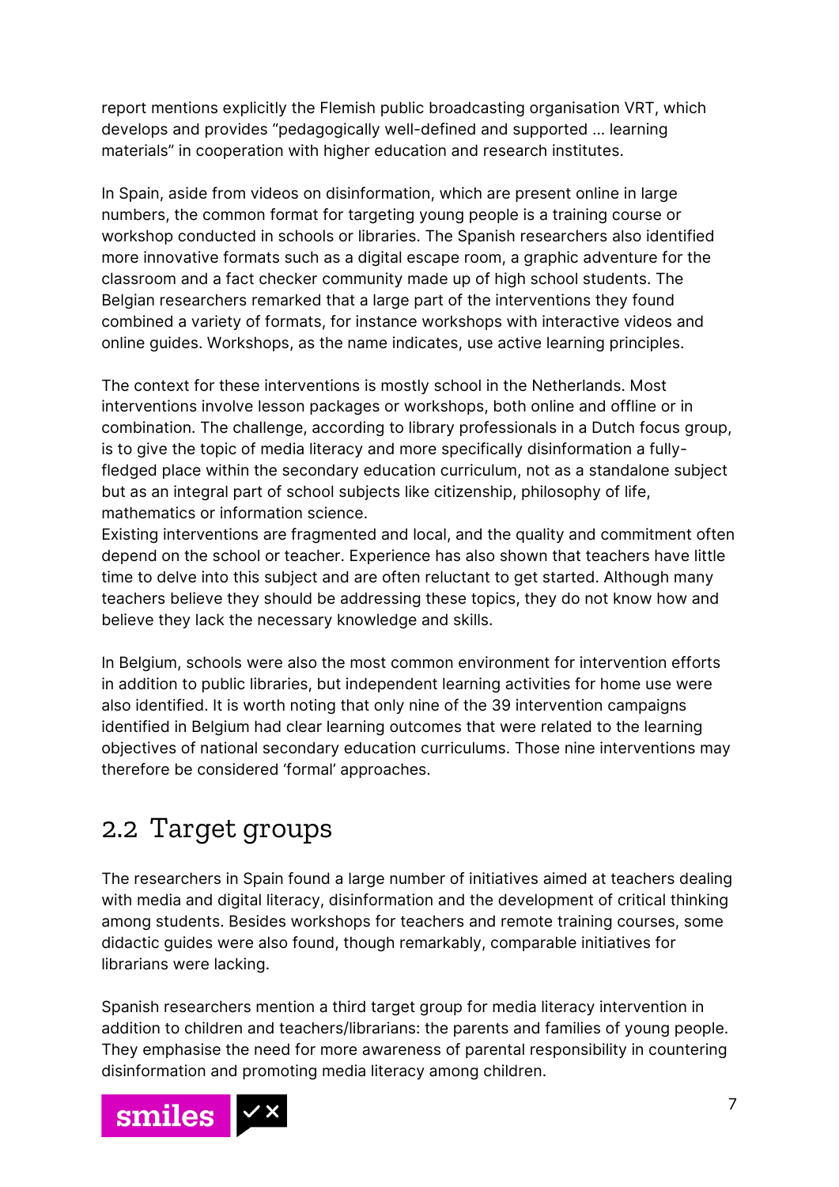report mentions explicitly the Flemish public broadcasting organisation VRT, which develops and provides “pedagogically well-defined and supported … learning materials” in cooperation with higher education and research institutes.

In Spain, aside from videos on disinformation, which are present online in large numbers, the common format for targeting young people is a training course or workshop conducted in schools or libraries. The Spanish researchers also identified more innovative formats such as a digital escape room, a graphic adventure for the classroom and a fact checker community made up of high school students. The Belgian researchers remarked that a large part of the interventions they found combined a variety of formats, for instance workshops with interactive videos and online guides. Workshops, as the name indicates, use active learning principles.

The context for these interventions is mostly school in the Netherlands. Most interventions involve lesson packages or workshops, both online and offline or in combination. The challenge, according to library professionals in a Dutch focus group, is to give the topic of media literacy and more specifically disinformation a fully-fledged place within the secondary education curriculum, not as a standalone subject but as an integral part of school subjects like citizenship, philosophy of life, mathematics or information science.
Existing interventions are fragmented and local, and the quality and commitment often depend on the school or teacher. Experience has also shown that teachers have little time to delve into this subject and are often reluctant to get started. Although many teachers believe they should be addressing these topics, they do not know how and believe they lack the necessary knowledge and skills.

In Belgium, schools were also the most common environment for intervention efforts in addition to public libraries, but independent learning activities for home use were also identified. It is worth noting that only nine of the 39 intervention campaigns identified in Belgium had clear learning outcomes that were related to the learning objectives of national secondary education curriculums. Those nine interventions may therefore be considered ‘formal’ approaches.

## 2.2 Target groups

The researchers in Spain found a large number of initiatives aimed at teachers dealing with media and digital literacy, disinformation and the development of critical thinking among students. Besides workshops for teachers and remote training courses, some didactic guides were also found, though remarkably, comparable initiatives for librarians were lacking.

Spanish researchers mention a third target group for media literacy intervention in addition to children and teachers/librarians: the parents and families of young people. They emphasise the need for more awareness of parental responsibility in countering disinformation and promoting media literacy among children.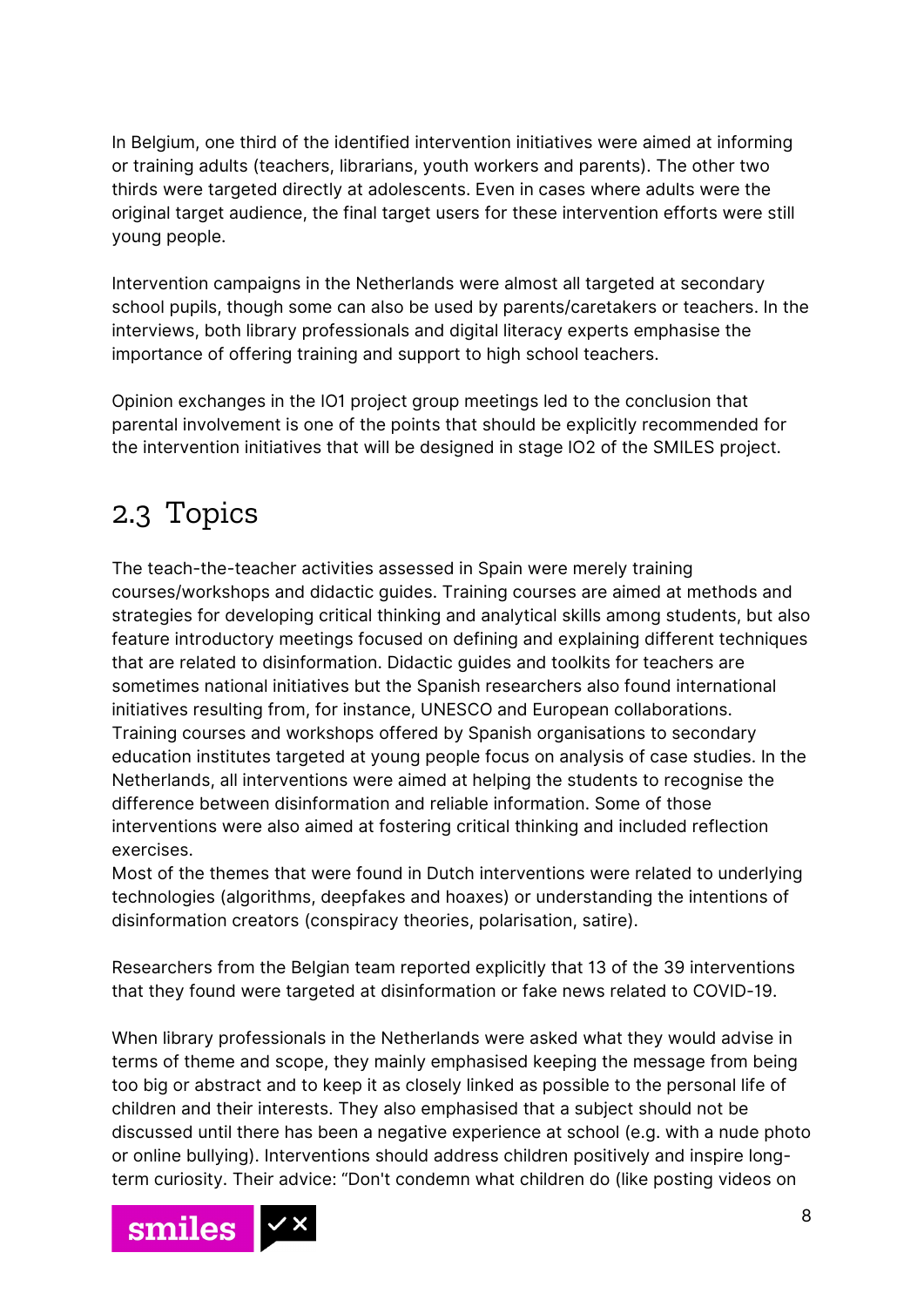In Belgium, one third of the identified intervention initiatives were aimed at informing or training adults (teachers, librarians, youth workers and parents). The other two thirds were targeted directly at adolescents. Even in cases where adults were the original target audience, the final target users for these intervention efforts were still young people.

Intervention campaigns in the Netherlands were almost all targeted at secondary school pupils, though some can also be used by parents/caretakers or teachers. In the interviews, both library professionals and digital literacy experts emphasise the importance of offering training and support to high school teachers.

Opinion exchanges in the IO1 project group meetings led to the conclusion that parental involvement is one of the points that should be explicitly recommended for the intervention initiatives that will be designed in stage IO2 of the SMILES project.

## 2.3 Topics

The teach-the-teacher activities assessed in Spain were merely training courses/workshops and didactic guides. Training courses are aimed at methods and strategies for developing critical thinking and analytical skills among students, but also feature introductory meetings focused on defining and explaining different techniques that are related to disinformation. Didactic guides and toolkits for teachers are sometimes national initiatives but the Spanish researchers also found international initiatives resulting from, for instance, UNESCO and European collaborations. Training courses and workshops offered by Spanish organisations to secondary education institutes targeted at young people focus on analysis of case studies. In the Netherlands, all interventions were aimed at helping the students to recognise the difference between disinformation and reliable information. Some of those interventions were also aimed at fostering critical thinking and included reflection exercises.
Most of the themes that were found in Dutch interventions were related to underlying technologies (algorithms, deepfakes and hoaxes) or understanding the intentions of disinformation creators (conspiracy theories, polarisation, satire).

Researchers from the Belgian team reported explicitly that 13 of the 39 interventions that they found were targeted at disinformation or fake news related to COVID-19.

When library professionals in the Netherlands were asked what they would advise in terms of theme and scope, they mainly emphasised keeping the message from being too big or abstract and to keep it as closely linked as possible to the personal life of children and their interests. They also emphasised that a subject should not be discussed until there has been a negative experience at school (e.g. with a nude photo or online bullying). Interventions should address children positively and inspire long-term curiosity. Their advice: "Don't condemn what children do (like posting videos on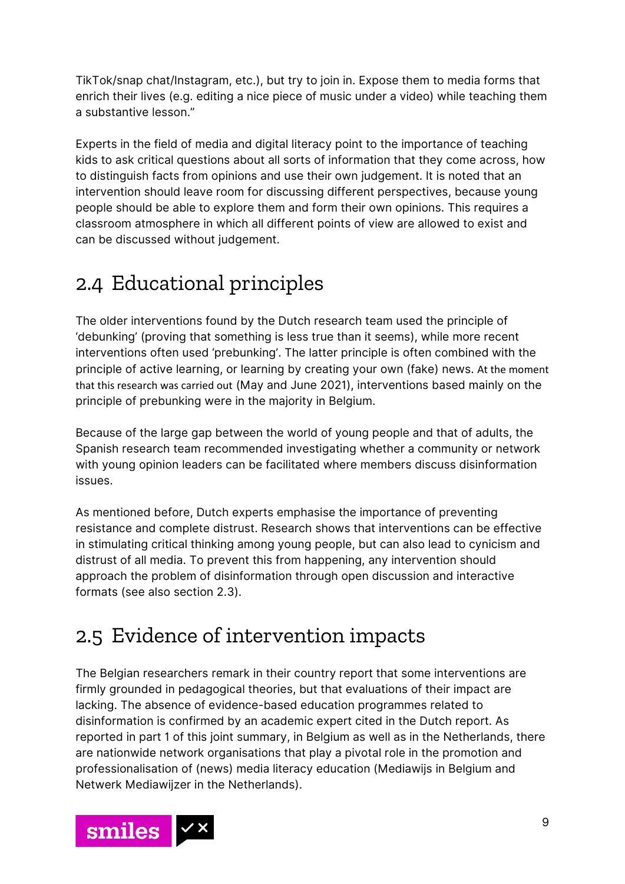TikTok/snap chat/Instagram, etc.), but try to join in. Expose them to media forms that enrich their lives (e.g. editing a nice piece of music under a video) while teaching them a substantive lesson."

Experts in the field of media and digital literacy point to the importance of teaching kids to ask critical questions about all sorts of information that they come across, how to distinguish facts from opinions and use their own judgement. It is noted that an intervention should leave room for discussing different perspectives, because young people should be able to explore them and form their own opinions. This requires a classroom atmosphere in which all different points of view are allowed to exist and can be discussed without judgement.

## 2.4 Educational principles

The older interventions found by the Dutch research team used the principle of 'debunking' (proving that something is less true than it seems), while more recent interventions often used 'prebunking'. The latter principle is often combined with the principle of active learning, or learning by creating your own (fake) news. At the moment that this research was carried out (May and June 2021), interventions based mainly on the principle of prebunking were in the majority in Belgium.

Because of the large gap between the world of young people and that of adults, the Spanish research team recommended investigating whether a community or network with young opinion leaders can be facilitated where members discuss disinformation issues.

As mentioned before, Dutch experts emphasise the importance of preventing resistance and complete distrust. Research shows that interventions can be effective in stimulating critical thinking among young people, but can also lead to cynicism and distrust of all media. To prevent this from happening, any intervention should approach the problem of disinformation through open discussion and interactive formats (see also section 2.3).

## 2.5 Evidence of intervention impacts

The Belgian researchers remark in their country report that some interventions are firmly grounded in pedagogical theories, but that evaluations of their impact are lacking. The absence of evidence-based education programmes related to disinformation is confirmed by an academic expert cited in the Dutch report. As reported in part 1 of this joint summary, in Belgium as well as in the Netherlands, there are nationwide network organisations that play a pivotal role in the promotion and professionalisation of (news) media literacy education (Mediawijs in Belgium and Netwerk Mediawijzer in the Netherlands).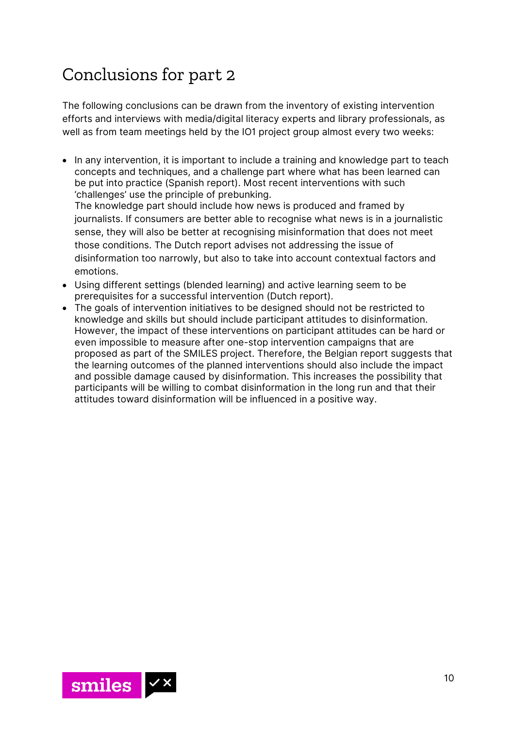## Conclusions for part 2

The following conclusions can be drawn from the inventory of existing intervention efforts and interviews with media/digital literacy experts and library professionals, as well as from team meetings held by the IO1 project group almost every two weeks:

- In any intervention, it is important to include a training and knowledge part to teach concepts and techniques, and a challenge part where what has been learned can be put into practice (Spanish report). Most recent interventions with such 'challenges' use the principle of prebunking.
  The knowledge part should include how news is produced and framed by journalists. If consumers are better able to recognise what news is in a journalistic sense, they will also be better at recognising misinformation that does not meet those conditions. The Dutch report advises not addressing the issue of disinformation too narrowly, but also to take into account contextual factors and emotions.
- Using different settings (blended learning) and active learning seem to be prerequisites for a successful intervention (Dutch report).
- The goals of intervention initiatives to be designed should not be restricted to knowledge and skills but should include participant attitudes to disinformation. However, the impact of these interventions on participant attitudes can be hard or even impossible to measure after one-stop intervention campaigns that are proposed as part of the SMILES project. Therefore, the Belgian report suggests that the learning outcomes of the planned interventions should also include the impact and possible damage caused by disinformation. This increases the possibility that participants will be willing to combat disinformation in the long run and that their attitudes toward disinformation will be influenced in a positive way.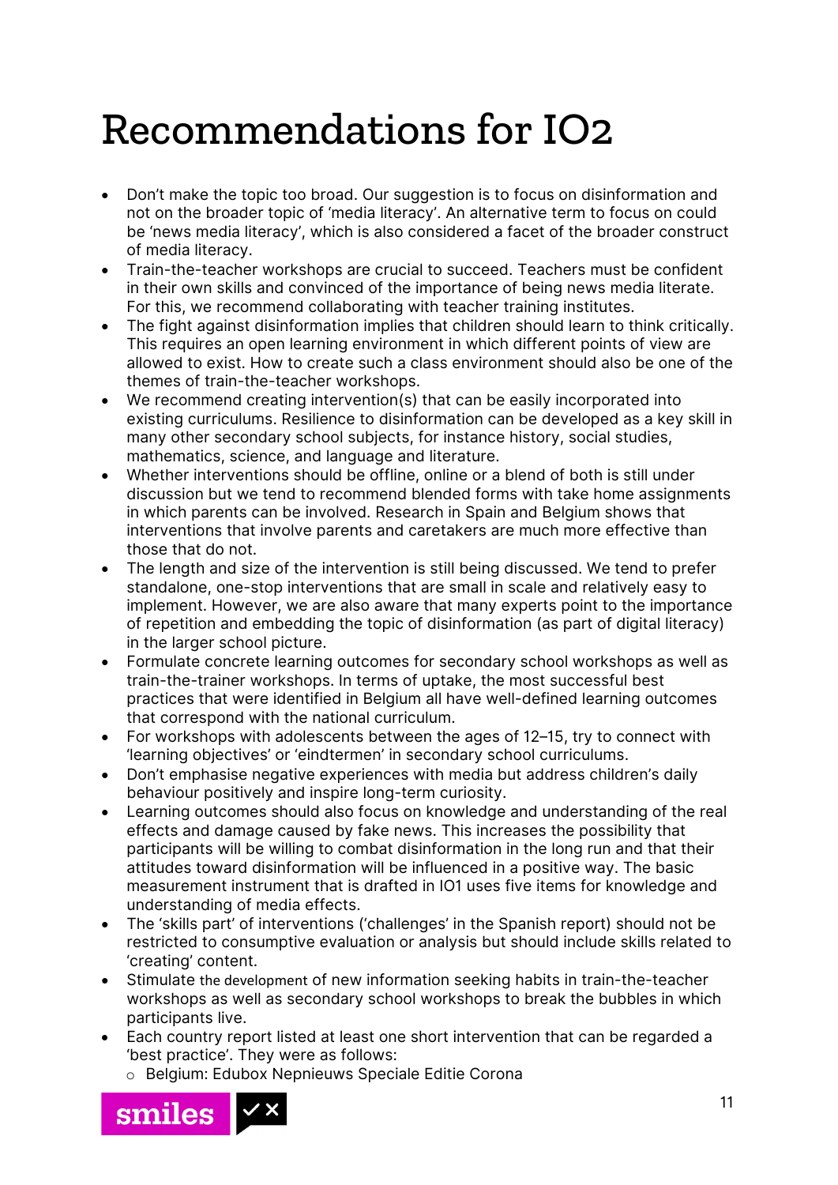# Recommendations for IO2

- Don't make the topic too broad. Our suggestion is to focus on disinformation and not on the broader topic of 'media literacy'. An alternative term to focus on could be 'news media literacy', which is also considered a facet of the broader construct of media literacy.
- Train-the-teacher workshops are crucial to succeed. Teachers must be confident in their own skills and convinced of the importance of being news media literate. For this, we recommend collaborating with teacher training institutes.
- The fight against disinformation implies that children should learn to think critically. This requires an open learning environment in which different points of view are allowed to exist. How to create such a class environment should also be one of the themes of train-the-teacher workshops.
- We recommend creating intervention(s) that can be easily incorporated into existing curriculums. Resilience to disinformation can be developed as a key skill in many other secondary school subjects, for instance history, social studies, mathematics, science, and language and literature.
- Whether interventions should be offline, online or a blend of both is still under discussion but we tend to recommend blended forms with take home assignments in which parents can be involved. Research in Spain and Belgium shows that interventions that involve parents and caretakers are much more effective than those that do not.
- The length and size of the intervention is still being discussed. We tend to prefer standalone, one-stop interventions that are small in scale and relatively easy to implement. However, we are also aware that many experts point to the importance of repetition and embedding the topic of disinformation (as part of digital literacy) in the larger school picture.
- Formulate concrete learning outcomes for secondary school workshops as well as train-the-trainer workshops. In terms of uptake, the most successful best practices that were identified in Belgium all have well-defined learning outcomes that correspond with the national curriculum.
- For workshops with adolescents between the ages of 12–15, try to connect with 'learning objectives' or 'eindtermen' in secondary school curriculums.
- Don't emphasise negative experiences with media but address children's daily behaviour positively and inspire long-term curiosity.
- Learning outcomes should also focus on knowledge and understanding of the real effects and damage caused by fake news. This increases the possibility that participants will be willing to combat disinformation in the long run and that their attitudes toward disinformation will be influenced in a positive way. The basic measurement instrument that is drafted in IO1 uses five items for knowledge and understanding of media effects.
- The 'skills part' of interventions ('challenges' in the Spanish report) should not be restricted to consumptive evaluation or analysis but should include skills related to 'creating' content.
- Stimulate the development of new information seeking habits in train-the-teacher workshops as well as secondary school workshops to break the bubbles in which participants live.
- Each country report listed at least one short intervention that can be regarded a 'best practice'. They were as follows:
  - Belgium: Edubox Nepnieuws Speciale Editie Corona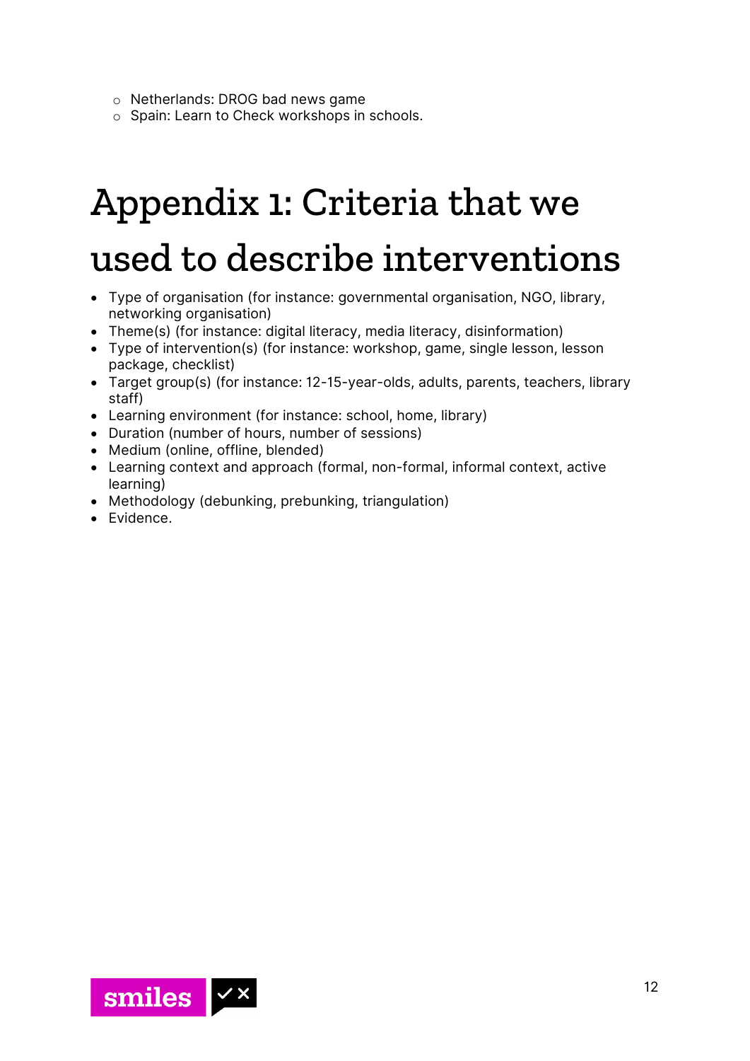- Netherlands: DROG bad news game
- Spain: Learn to Check workshops in schools.

# Appendix 1: Criteria that we used to describe interventions

- Type of organisation (for instance: governmental organisation, NGO, library, networking organisation)
- Theme(s) (for instance: digital literacy, media literacy, disinformation)
- Type of intervention(s) (for instance: workshop, game, single lesson, lesson package, checklist)
- Target group(s) (for instance: 12-15-year-olds, adults, parents, teachers, library staff)
- Learning environment (for instance: school, home, library)
- Duration (number of hours, number of sessions)
- Medium (online, offline, blended)
- Learning context and approach (formal, non-formal, informal context, active learning)
- Methodology (debunking, prebunking, triangulation)
- Evidence.